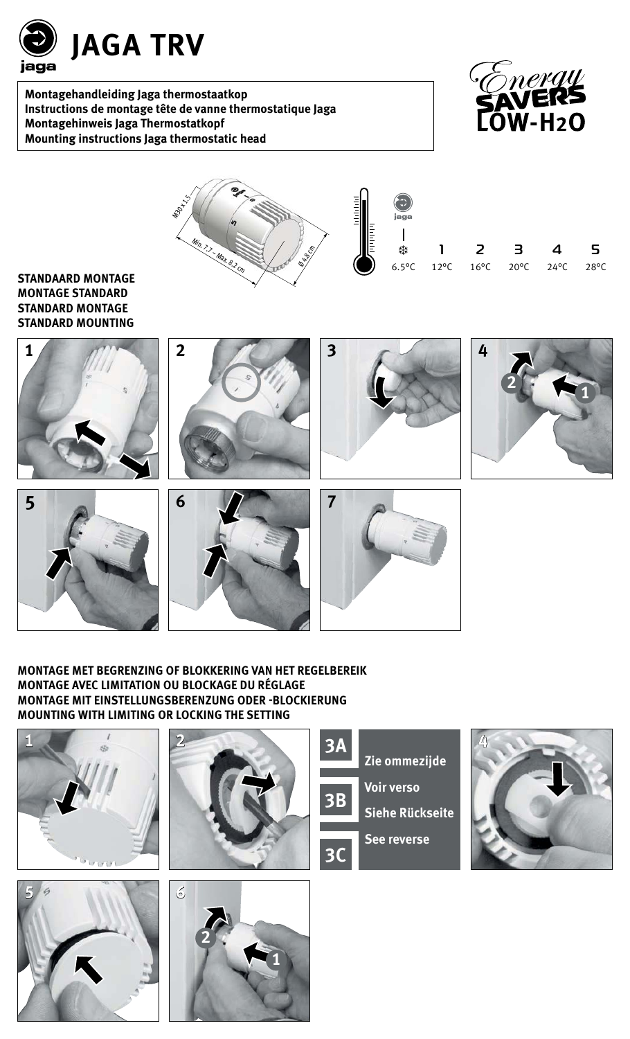# JAGA TRV

**Montagehandleiding Jaga thermostaatkop**
**Instructions de montage tête de vanne thermostatique Jaga**
**Montagehinweis Jaga Thermostatkopf**
**Mounting instructions Jaga thermostatic head**

Energy SAVERS LOW-$H_2O$

M30 x 1.5

Min. 7.7 – Max. 8.2 cm

Ø 4.8 cm

| ❄ | 1 | 2 | 3 | 4 | 5 |
|---|---|---|---|---|---|
| 6.5°C | 12°C | 16°C | 20°C | 24°C | 28°C |

**STANDAARD MONTAGE**
**MONTAGE STANDARD**
**STANDARD MONTAGE**
**STANDARD MOUNTING**

1 2 3 4 5 6 7

**MONTAGE MET BEGRENZING OF BLOKKERING VAN HET REGELBEREIK**
**MONTAGE AVEC LIMITATION OU BLOCKAGE DU RÉGLAGE**
**MONTAGE MIT EINSTELLUNGSBERENZUNG ODER -BLOCKIERUNG**
**MOUNTING WITH LIMITING OR LOCKING THE SETTING**

1 2

3A 3B 3C

**Zie ommezijde**
**Voir verso**
**Siehe Rückseite**
**See reverse**

4 5 6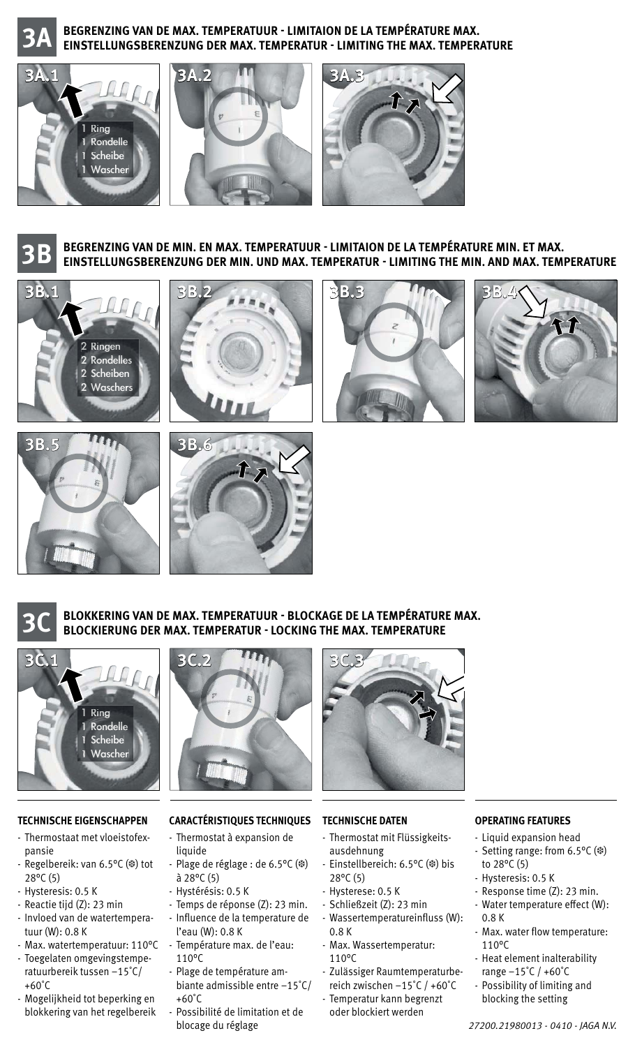## 3A BEGRENZING VAN DE MAX. TEMPERATUUR - LIMITAION DE LA TEMPÉRATURE MAX. EINSTELLUNGSBERENZUNG DER MAX. TEMPERATUR - LIMITING THE MAX. TEMPERATURE

3A.1

1 Ring
1 Rondelle
1 Scheibe
1 Wascher

3A.2

3A.3

## 3B BEGRENZING VAN DE MIN. EN MAX. TEMPERATUUR - LIMITAION DE LA TEMPÉRATURE MIN. ET MAX. EINSTELLUNGSBERENZUNG DER MIN. UND MAX. TEMPERATUR - LIMITING THE MIN. AND MAX. TEMPERATURE

3B.1

2 Ringen
2 Rondelles
2 Scheiben
2 Waschers

3B.2

3B.3

3B.4

3B.5

3B.6

## 3C BLOKKERING VAN DE MAX. TEMPERATUUR - BLOCKAGE DE LA TEMPÉRATURE MAX. BLOCKIERUNG DER MAX. TEMPERATUR - LOCKING THE MAX. TEMPERATURE

3C.1

1 Ring
1 Rondelle
1 Scheibe
1 Wascher

3C.2

3C.3

### TECHNISCHE EIGENSCHAPPEN

- Thermostaat met vloeistofexpansie
- Regelbereik: van 6.5°C (❄) tot 28°C (5)
- Hysteresis: 0.5 K
- Reactie tijd (Z): 23 min
- Invloed van de watertemperatuur (W): 0.8 K
- Max. watertemperatuur: 110°C
- Toegelaten omgevingstemperatuurbereik tussen –15˚C/ +60˚C
- Mogelijkheid tot beperking en blokkering van het regelbereik

### CARACTÉRISTIQUES TECHNIQUES

- Thermostat à expansion de liquide
- Plage de réglage : de 6.5°C (❄) à 28°C (5)
- Hystérésis: 0.5 K
- Temps de réponse (Z): 23 min.
- Influence de la temperature de l'eau (W): 0.8 K
- Température max. de l'eau: 110°C
- Plage de température ambiante admissible entre –15˚C/ +60˚C
- Possibilité de limitation et de blocage du réglage

### TECHNISCHE DATEN

- Thermostat mit Flüssigkeitsausdehnung
- Einstellbereich: 6.5°C (❄) bis 28°C (5)
- Hysterese: 0.5 K
- Schließzeit (Z): 23 min
- Wassertemperatureinfluss (W): 0.8 K
- Max. Wassertemperatur: 110°C
- Zulässiger Raumtemperaturbereich zwischen –15˚C / +60˚C
- Temperatur kann begrenzt oder blockiert werden

### OPERATING FEATURES

- Liquid expansion head
- Setting range: from 6.5°C (❄) to 28°C (5)
- Hysteresis: 0.5 K
- Response time (Z): 23 min.
- Water temperature effect (W): 0.8 K
- Max. water flow temperature: 110°C
- Heat element inalterability range –15˚C / +60˚C
- Possibility of limiting and blocking the setting

*27200.21980013 - 0410 - JAGA N.V.*